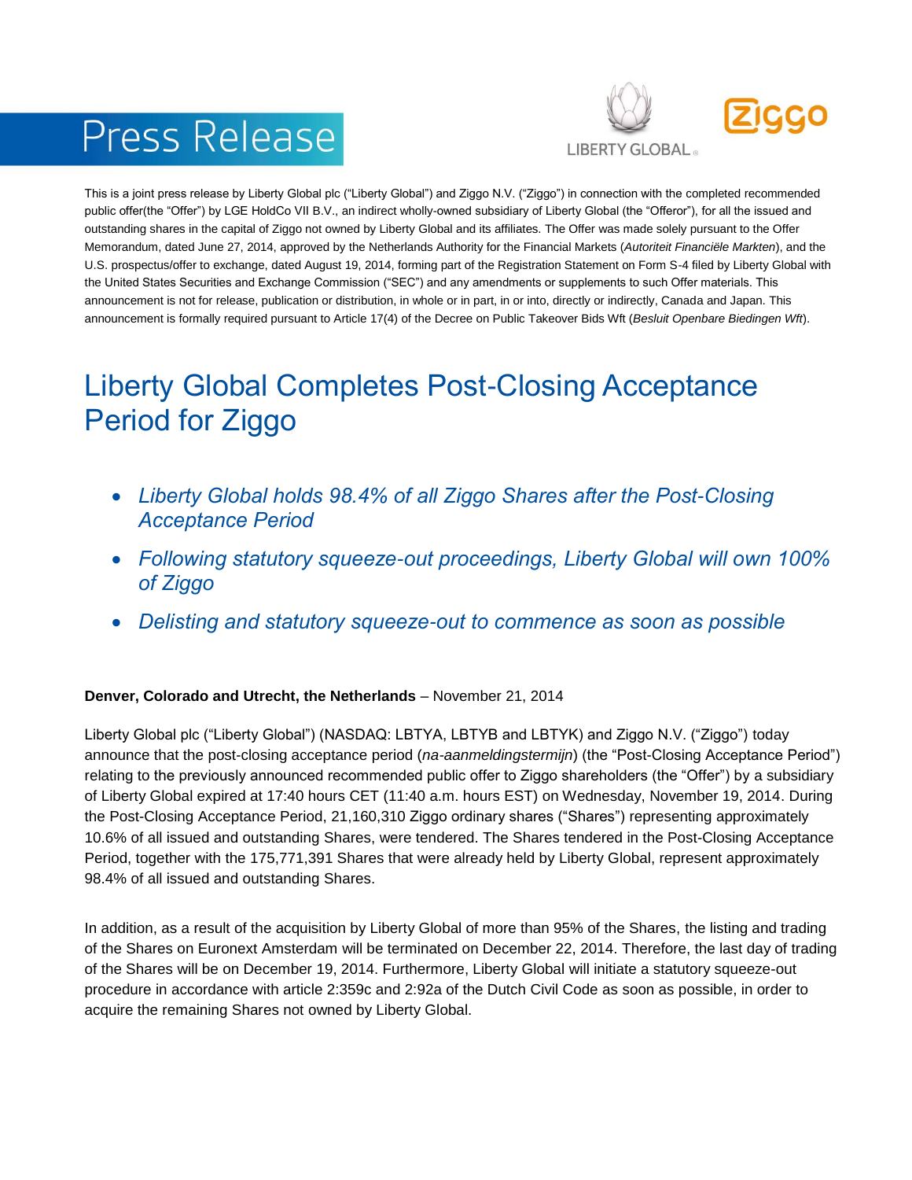# Press Release

This is a joint press release by Liberty Global plc ("Liberty Global") and Ziggo N.V. ("Ziggo") in connection with the completed recommended public offer(the "Offer") by LGE HoldCo VII B.V., an indirect wholly-owned subsidiary of Liberty Global (the "Offeror"), for all the issued and outstanding shares in the capital of Ziggo not owned by Liberty Global and its affiliates. The Offer was made solely pursuant to the Offer Memorandum, dated June 27, 2014, approved by the Netherlands Authority for the Financial Markets (*Autoriteit Financiële Markten*), and the U.S. prospectus/offer to exchange, dated August 19, 2014, forming part of the Registration Statement on Form S-4 filed by Liberty Global with the United States Securities and Exchange Commission ("SEC") and any amendments or supplements to such Offer materials. This announcement is not for release, publication or distribution, in whole or in part, in or into, directly or indirectly, Canada and Japan. This announcement is formally required pursuant to Article 17(4) of the Decree on Public Takeover Bids Wft (*Besluit Openbare Biedingen Wft*).

## Liberty Global Completes Post-Closing Acceptance Period for Ziggo

- *Liberty Global holds 98.4% of all Ziggo Shares after the Post-Closing Acceptance Period*
- *Following statutory squeeze-out proceedings, Liberty Global will own 100% of Ziggo*
- *Delisting and statutory squeeze-out to commence as soon as possible*

**Denver, Colorado and Utrecht, the Netherlands** – November 21, 2014

Liberty Global plc ("Liberty Global") (NASDAQ: LBTYA, LBTYB and LBTYK) and Ziggo N.V. ("Ziggo") today announce that the post-closing acceptance period (*na-aanmeldingstermijn*) (the "Post-Closing Acceptance Period") relating to the previously announced recommended public offer to Ziggo shareholders (the "Offer") by a subsidiary of Liberty Global expired at 17:40 hours CET (11:40 a.m. hours EST) on Wednesday, November 19, 2014. During the Post-Closing Acceptance Period, 21,160,310 Ziggo ordinary shares ("Shares") representing approximately 10.6% of all issued and outstanding Shares, were tendered. The Shares tendered in the Post-Closing Acceptance Period, together with the 175,771,391 Shares that were already held by Liberty Global, represent approximately 98.4% of all issued and outstanding Shares.

In addition, as a result of the acquisition by Liberty Global of more than 95% of the Shares, the listing and trading of the Shares on Euronext Amsterdam will be terminated on December 22, 2014. Therefore, the last day of trading of the Shares will be on December 19, 2014. Furthermore, Liberty Global will initiate a statutory squeeze-out procedure in accordance with article 2:359c and 2:92a of the Dutch Civil Code as soon as possible, in order to acquire the remaining Shares not owned by Liberty Global.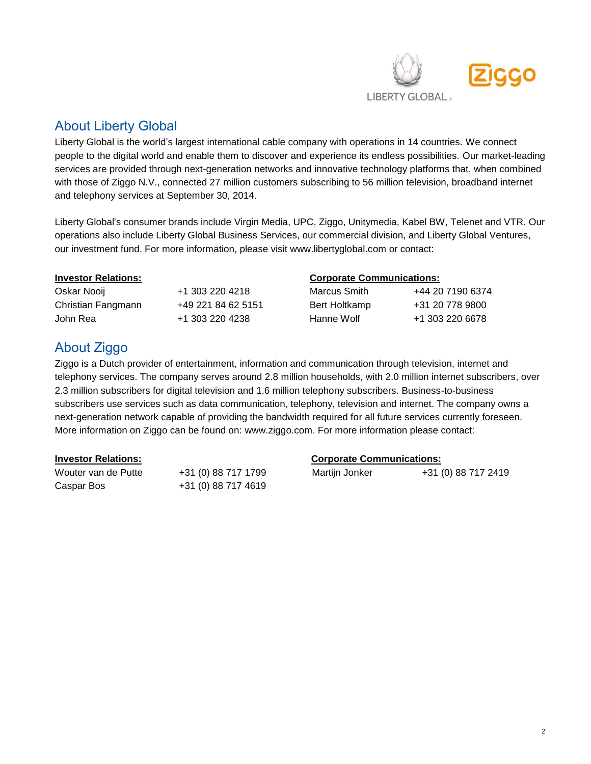## About Liberty Global

Liberty Global is the world's largest international cable company with operations in 14 countries. We connect people to the digital world and enable them to discover and experience its endless possibilities. Our market-leading services are provided through next-generation networks and innovative technology platforms that, when combined with those of Ziggo N.V., connected 27 million customers subscribing to 56 million television, broadband internet and telephony services at September 30, 2014.

Liberty Global's consumer brands include Virgin Media, UPC, Ziggo, Unitymedia, Kabel BW, Telenet and VTR. Our operations also include Liberty Global Business Services, our commercial division, and Liberty Global Ventures, our investment fund. For more information, please visit www.libertyglobal.com or contact:

| **Investor Relations:** | | **Corporate Communications:** | |
|---|---|---|---|
| Oskar Nooij | +1 303 220 4218 | Marcus Smith | +44 20 7190 6374 |
| Christian Fangmann | +49 221 84 62 5151 | Bert Holtkamp | +31 20 778 9800 |
| John Rea | +1 303 220 4238 | Hanne Wolf | +1 303 220 6678 |

## About Ziggo

Ziggo is a Dutch provider of entertainment, information and communication through television, internet and telephony services. The company serves around 2.8 million households, with 2.0 million internet subscribers, over 2.3 million subscribers for digital television and 1.6 million telephony subscribers. Business-to-business subscribers use services such as data communication, telephony, television and internet. The company owns a next-generation network capable of providing the bandwidth required for all future services currently foreseen. More information on Ziggo can be found on: www.ziggo.com. For more information please contact:

| **Investor Relations:** | | **Corporate Communications:** | |
|---|---|---|---|
| Wouter van de Putte | +31 (0) 88 717 1799 | Martijn Jonker | +31 (0) 88 717 2419 |
| Caspar Bos | +31 (0) 88 717 4619 | | |